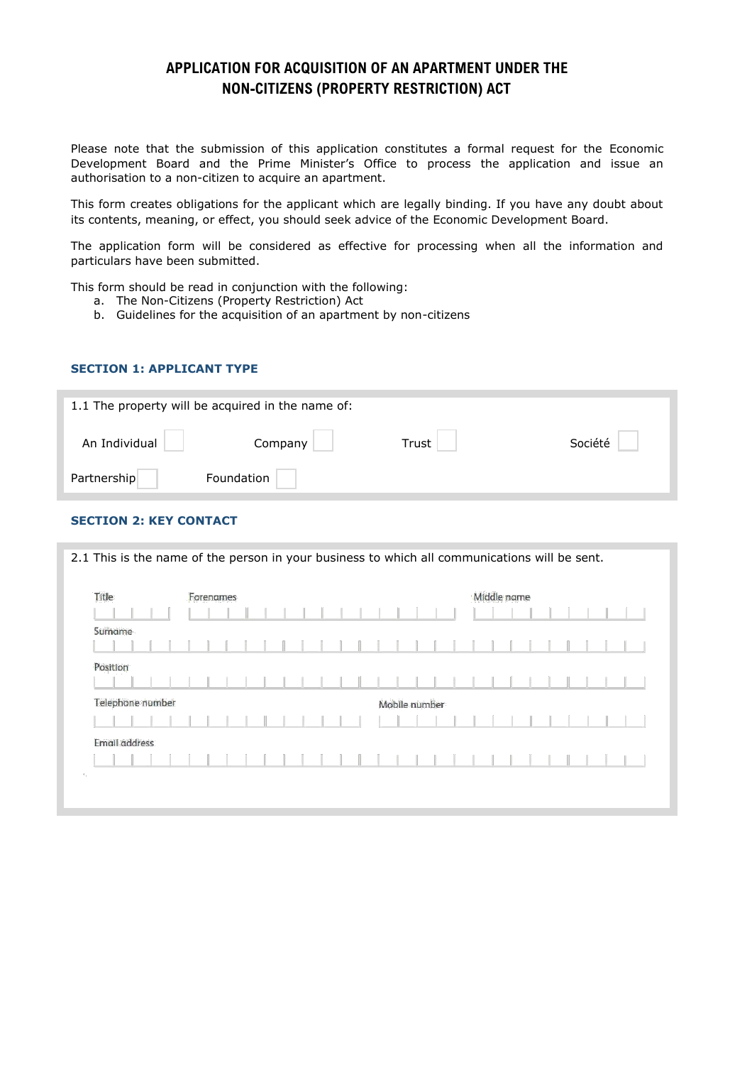# APPLICATION FOR ACQUISITION OF AN APARTMENT UNDER THE NON-CITIZENS (PROPERTY RESTRICTION) ACT

Please note that the submission of this application constitutes a formal request for the Economic Development Board and the Prime Minister's Office to process the application and issue an authorisation to a non-citizen to acquire an apartment.

This form creates obligations for the applicant which are legally binding. If you have any doubt about its contents, meaning, or effect, you should seek advice of the Economic Development Board.

The application form will be considered as effective for processing when all the information and particulars have been submitted.

This form should be read in conjunction with the following:

a. The Non-Citizens (Property Restriction) Act
b. Guidelines for the acquisition of an apartment by non-citizens

## SECTION 1: APPLICANT TYPE

1.1 The property will be acquired in the name of:

An Individual ☐ Company ☐ Trust ☐ Société ☐

Partnership ☐ Foundation ☐

## SECTION 2: KEY CONTACT

2.1 This is the name of the person in your business to which all communications will be sent.

Title

Forenames

Middle name

Surname

Position

Telephone number

Mobile number

Email address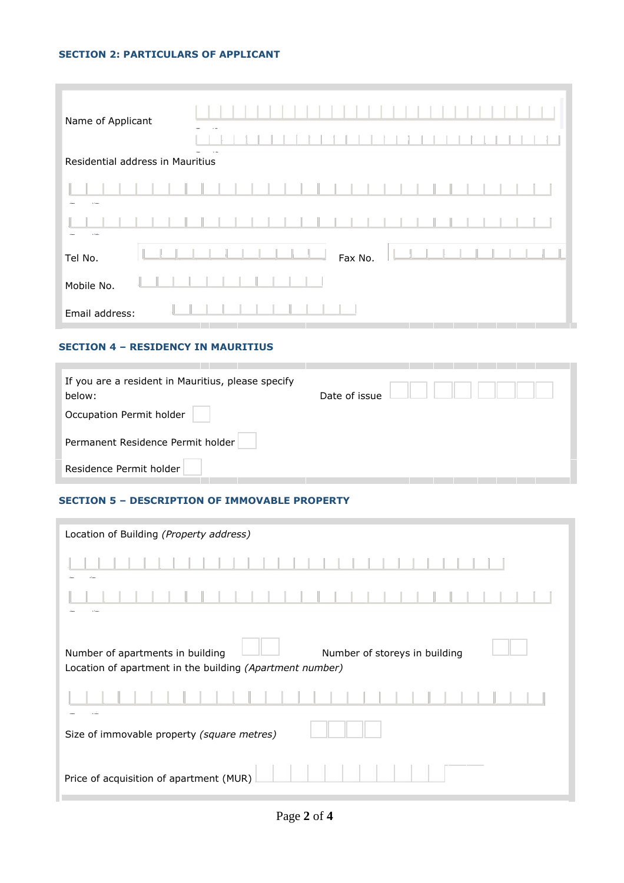### SECTION 2: PARTICULARS OF APPLICANT

Name of Applicant

Residential address in Mauritius

Tel No. Fax No.

Mobile No.

Email address:

### SECTION 4 – RESIDENCY IN MAURITIUS

If you are a resident in Mauritius, please specify below:

Date of issue

Occupation Permit holder

Permanent Residence Permit holder

Residence Permit holder

### SECTION 5 – DESCRIPTION OF IMMOVABLE PROPERTY

Location of Building *(Property address)*

Number of apartments in building

Number of storeys in building

Location of apartment in the building *(Apartment number)*

Size of immovable property *(square metres)*

Price of acquisition of apartment (MUR)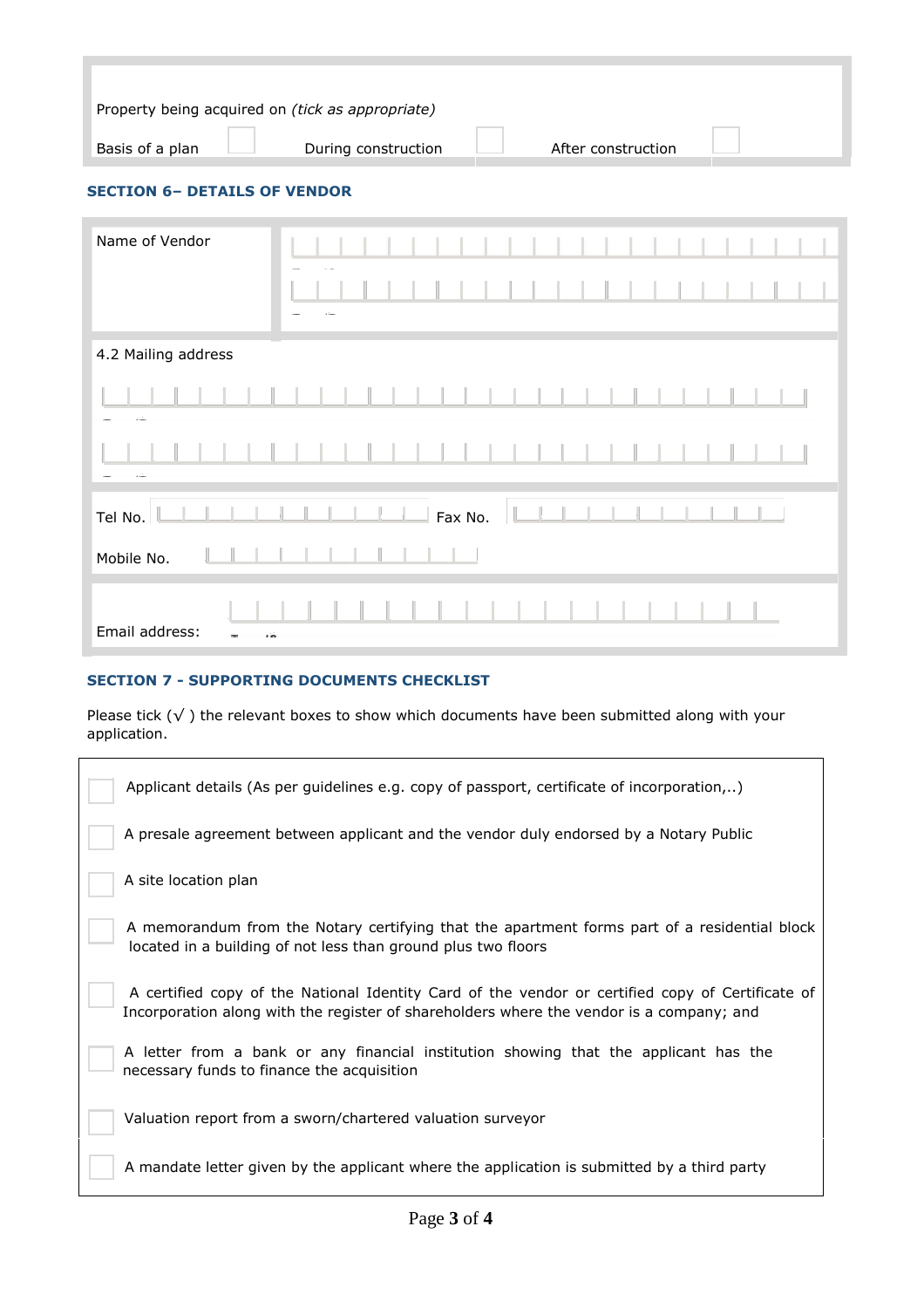Property being acquired on *(tick as appropriate)*

Basis of a plan ☐ During construction ☐ After construction ☐

**SECTION 6– DETAILS OF VENDOR**

| | |
|---|---|
| Name of Vendor | |
| 4.2 Mailing address | |
| Tel No. | Fax No. |
| Mobile No. | |
| Email address: | |

**SECTION 7 - SUPPORTING DOCUMENTS CHECKLIST**

Please tick (√ ) the relevant boxes to show which documents have been submitted along with your application.

- ☐ Applicant details (As per guidelines e.g. copy of passport, certificate of incorporation,..)
- ☐ A presale agreement between applicant and the vendor duly endorsed by a Notary Public
- ☐ A site location plan
- ☐ A memorandum from the Notary certifying that the apartment forms part of a residential block located in a building of not less than ground plus two floors
- ☐ A certified copy of the National Identity Card of the vendor or certified copy of Certificate of Incorporation along with the register of shareholders where the vendor is a company; and
- ☐ A letter from a bank or any financial institution showing that the applicant has the necessary funds to finance the acquisition
- ☐ Valuation report from a sworn/chartered valuation surveyor
- ☐ A mandate letter given by the applicant where the application is submitted by a third party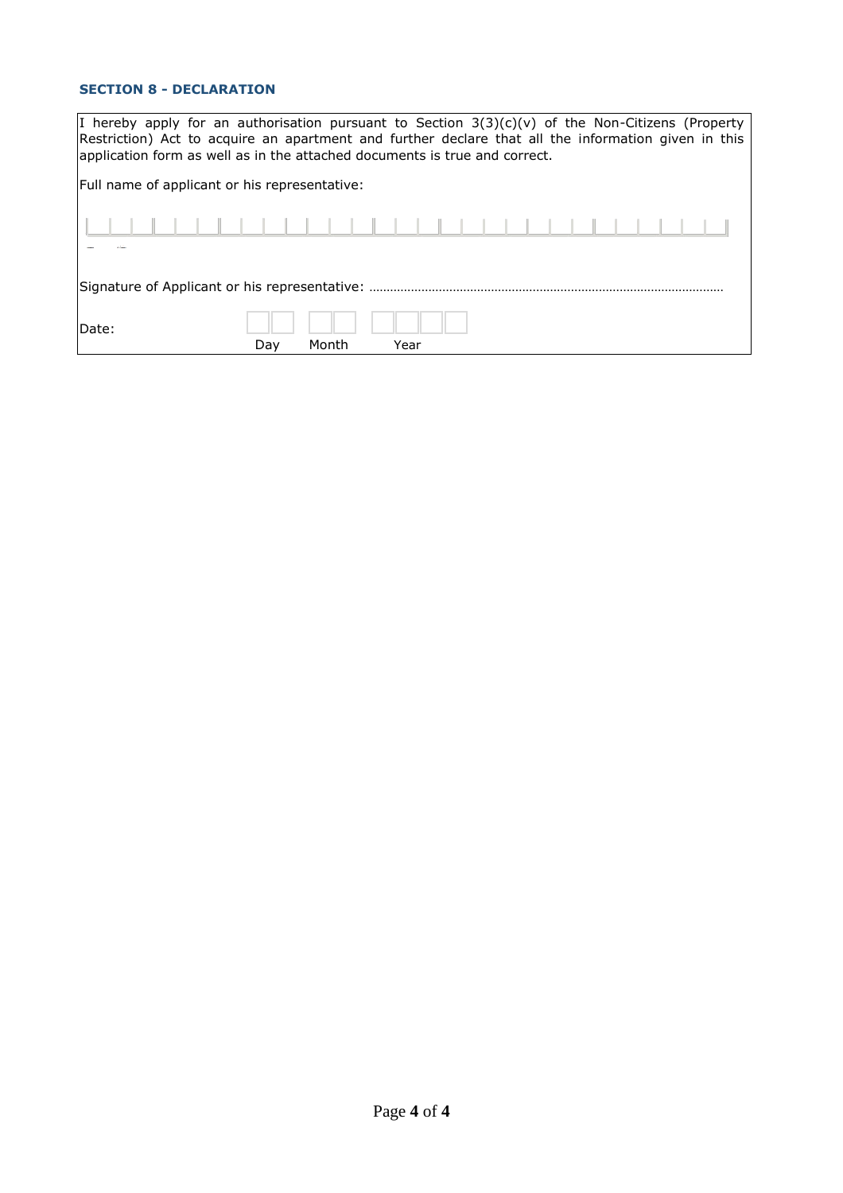### SECTION 8 - DECLARATION

I hereby apply for an authorisation pursuant to Section 3(3)(c)(v) of the Non-Citizens (Property Restriction) Act to acquire an apartment and further declare that all the information given in this application form as well as in the attached documents is true and correct.

Full name of applicant or his representative:

Signature of Applicant or his representative: ……………………………………………………………………………………

Date: Day Month Year